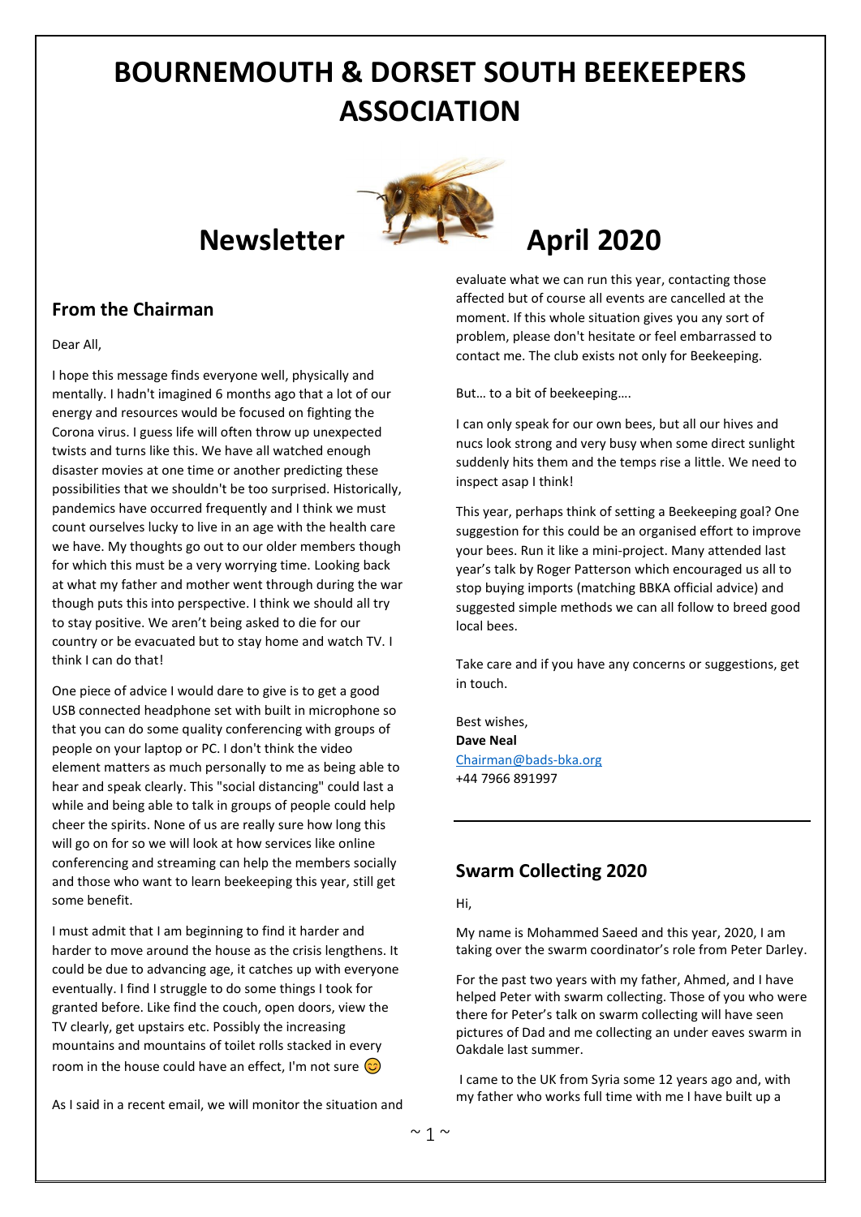# BOURNEMOUTH & DORSET SOUTH BEEKEEPERS ASSOCIATION

# Newsletter April 2020

## From the Chairman

Dear All,

I hope this message finds everyone well, physically and mentally. I hadn't imagined 6 months ago that a lot of our energy and resources would be focused on fighting the Corona virus. I guess life will often throw up unexpected twists and turns like this. We have all watched enough disaster movies at one time or another predicting these possibilities that we shouldn't be too surprised. Historically, pandemics have occurred frequently and I think we must count ourselves lucky to live in an age with the health care we have. My thoughts go out to our older members though for which this must be a very worrying time. Looking back at what my father and mother went through during the war though puts this into perspective. I think we should all try to stay positive. We aren't being asked to die for our country or be evacuated but to stay home and watch TV. I think I can do that!

One piece of advice I would dare to give is to get a good USB connected headphone set with built in microphone so that you can do some quality conferencing with groups of people on your laptop or PC. I don't think the video element matters as much personally to me as being able to hear and speak clearly. This "social distancing" could last a while and being able to talk in groups of people could help cheer the spirits. None of us are really sure how long this will go on for so we will look at how services like online conferencing and streaming can help the members socially and those who want to learn beekeeping this year, still get some benefit.

I must admit that I am beginning to find it harder and harder to move around the house as the crisis lengthens. It could be due to advancing age, it catches up with everyone eventually. I find I struggle to do some things I took for granted before. Like find the couch, open doors, view the TV clearly, get upstairs etc. Possibly the increasing mountains and mountains of toilet rolls stacked in every room in the house could have an effect, I'm not sure 😊

As I said in a recent email, we will monitor the situation and evaluate what we can run this year, contacting those affected but of course all events are cancelled at the moment. If this whole situation gives you any sort of problem, please don't hesitate or feel embarrassed to contact me. The club exists not only for Beekeeping.

But… to a bit of beekeeping….

I can only speak for our own bees, but all our hives and nucs look strong and very busy when some direct sunlight suddenly hits them and the temps rise a little. We need to inspect asap I think!

This year, perhaps think of setting a Beekeeping goal? One suggestion for this could be an organised effort to improve your bees. Run it like a mini-project. Many attended last year's talk by Roger Patterson which encouraged us all to stop buying imports (matching BBKA official advice) and suggested simple methods we can all follow to breed good local bees.

Take care and if you have any concerns or suggestions, get in touch.

Best wishes,
**Dave Neal**
Chairman@bads-bka.org
+44 7966 891997

## Swarm Collecting 2020

Hi,

My name is Mohammed Saeed and this year, 2020, I am taking over the swarm coordinator's role from Peter Darley.

For the past two years with my father, Ahmed, and I have helped Peter with swarm collecting. Those of you who were there for Peter's talk on swarm collecting will have seen pictures of Dad and me collecting an under eaves swarm in Oakdale last summer.

I came to the UK from Syria some 12 years ago and, with my father who works full time with me I have built up a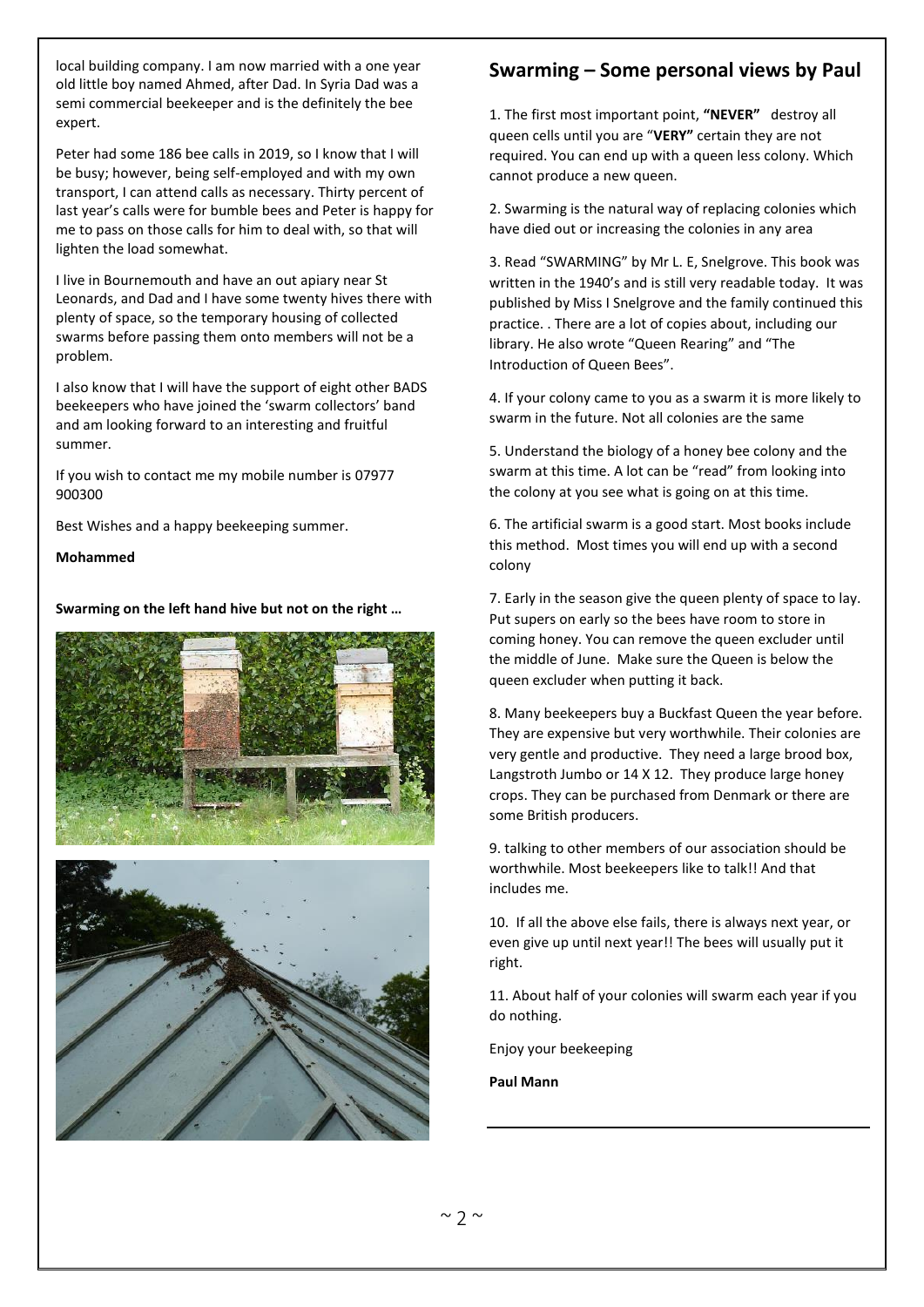local building company. I am now married with a one year old little boy named Ahmed, after Dad. In Syria Dad was a semi commercial beekeeper and is the definitely the bee expert.

Peter had some 186 bee calls in 2019, so I know that I will be busy; however, being self-employed and with my own transport, I can attend calls as necessary. Thirty percent of last year's calls were for bumble bees and Peter is happy for me to pass on those calls for him to deal with, so that will lighten the load somewhat.

I live in Bournemouth and have an out apiary near St Leonards, and Dad and I have some twenty hives there with plenty of space, so the temporary housing of collected swarms before passing them onto members will not be a problem.

I also know that I will have the support of eight other BADS beekeepers who have joined the 'swarm collectors' band and am looking forward to an interesting and fruitful summer.

If you wish to contact me my mobile number is 07977 900300

Best Wishes and a happy beekeeping summer.

**Mohammed**

**Swarming on the left hand hive but not on the right …**

## Swarming – Some personal views by Paul

1. The first most important point, **"NEVER"** destroy all queen cells until you are "**VERY"** certain they are not required. You can end up with a queen less colony. Which cannot produce a new queen.

2. Swarming is the natural way of replacing colonies which have died out or increasing the colonies in any area

3. Read "SWARMING" by Mr L. E, Snelgrove. This book was written in the 1940's and is still very readable today. It was published by Miss I Snelgrove and the family continued this practice. . There are a lot of copies about, including our library. He also wrote "Queen Rearing" and "The Introduction of Queen Bees".

4. If your colony came to you as a swarm it is more likely to swarm in the future. Not all colonies are the same

5. Understand the biology of a honey bee colony and the swarm at this time. A lot can be "read" from looking into the colony at you see what is going on at this time.

6. The artificial swarm is a good start. Most books include this method. Most times you will end up with a second colony

7. Early in the season give the queen plenty of space to lay. Put supers on early so the bees have room to store in coming honey. You can remove the queen excluder until the middle of June. Make sure the Queen is below the queen excluder when putting it back.

8. Many beekeepers buy a Buckfast Queen the year before. They are expensive but very worthwhile. Their colonies are very gentle and productive. They need a large brood box, Langstroth Jumbo or 14 X 12. They produce large honey crops. They can be purchased from Denmark or there are some British producers.

9. talking to other members of our association should be worthwhile. Most beekeepers like to talk!! And that includes me.

10. If all the above else fails, there is always next year, or even give up until next year!! The bees will usually put it right.

11. About half of your colonies will swarm each year if you do nothing.

Enjoy your beekeeping

**Paul Mann**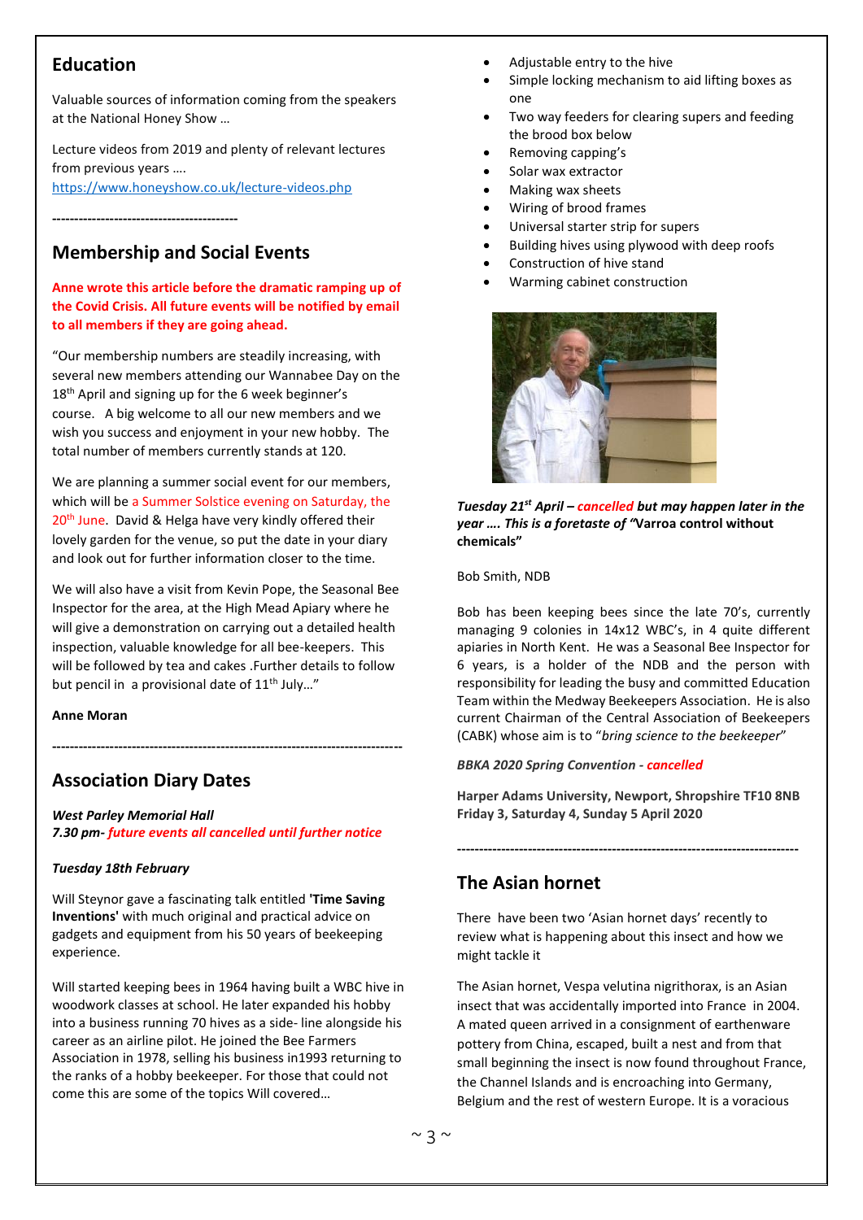## Education

Valuable sources of information coming from the speakers at the National Honey Show …

Lecture videos from 2019 and plenty of relevant lectures from previous years ….
https://www.honeyshow.co.uk/lecture-videos.php

------------------------------------------

## Membership and Social Events

**Anne wrote this article before the dramatic ramping up of the Covid Crisis. All future events will be notified by email to all members if they are going ahead.**

"Our membership numbers are steadily increasing, with several new members attending our Wannabee Day on the 18th April and signing up for the 6 week beginner's course. A big welcome to all our new members and we wish you success and enjoyment in your new hobby. The total number of members currently stands at 120.

We are planning a summer social event for our members, which will be a Summer Solstice evening on Saturday, the 20th June. David & Helga have very kindly offered their lovely garden for the venue, so put the date in your diary and look out for further information closer to the time.

We will also have a visit from Kevin Pope, the Seasonal Bee Inspector for the area, at the High Mead Apiary where he will give a demonstration on carrying out a detailed health inspection, valuable knowledge for all bee-keepers. This will be followed by tea and cakes .Further details to follow but pencil in a provisional date of 11th July…"

**Anne Moran**

------------------------------------------------------------------------------

## Association Diary Dates

***West Parley Memorial Hall***
***7.30 pm- future events all cancelled until further notice***

***Tuesday 18th February***

Will Steynor gave a fascinating talk entitled **'Time Saving Inventions'** with much original and practical advice on gadgets and equipment from his 50 years of beekeeping experience.

Will started keeping bees in 1964 having built a WBC hive in woodwork classes at school. He later expanded his hobby into a business running 70 hives as a side- line alongside his career as an airline pilot. He joined the Bee Farmers Association in 1978, selling his business in1993 returning to the ranks of a hobby beekeeper. For those that could not come this are some of the topics Will covered…

- Adjustable entry to the hive
- Simple locking mechanism to aid lifting boxes as one
- Two way feeders for clearing supers and feeding the brood box below
- Removing capping's
- Solar wax extractor
- Making wax sheets
- Wiring of brood frames
- Universal starter strip for supers
- Building hives using plywood with deep roofs
- Construction of hive stand
- Warming cabinet construction

***Tuesday 21st April – cancelled but may happen later in the year …. This is a foretaste of "*Varroa control without chemicals"**

Bob Smith, NDB

Bob has been keeping bees since the late 70's, currently managing 9 colonies in 14x12 WBC's, in 4 quite different apiaries in North Kent. He was a Seasonal Bee Inspector for 6 years, is a holder of the NDB and the person with responsibility for leading the busy and committed Education Team within the Medway Beekeepers Association. He is also current Chairman of the Central Association of Beekeepers (CABK) whose aim is to "*bring science to the beekeeper*"

***BBKA 2020 Spring Convention - cancelled***

**Harper Adams University, Newport, Shropshire TF10 8NB**
**Friday 3, Saturday 4, Sunday 5 April 2020**

------------------------------------------------------------------------------

## The Asian hornet

There have been two 'Asian hornet days' recently to review what is happening about this insect and how we might tackle it

The Asian hornet, Vespa velutina nigrithorax, is an Asian insect that was accidentally imported into France in 2004. A mated queen arrived in a consignment of earthenware pottery from China, escaped, built a nest and from that small beginning the insect is now found throughout France, the Channel Islands and is encroaching into Germany, Belgium and the rest of western Europe. It is a voracious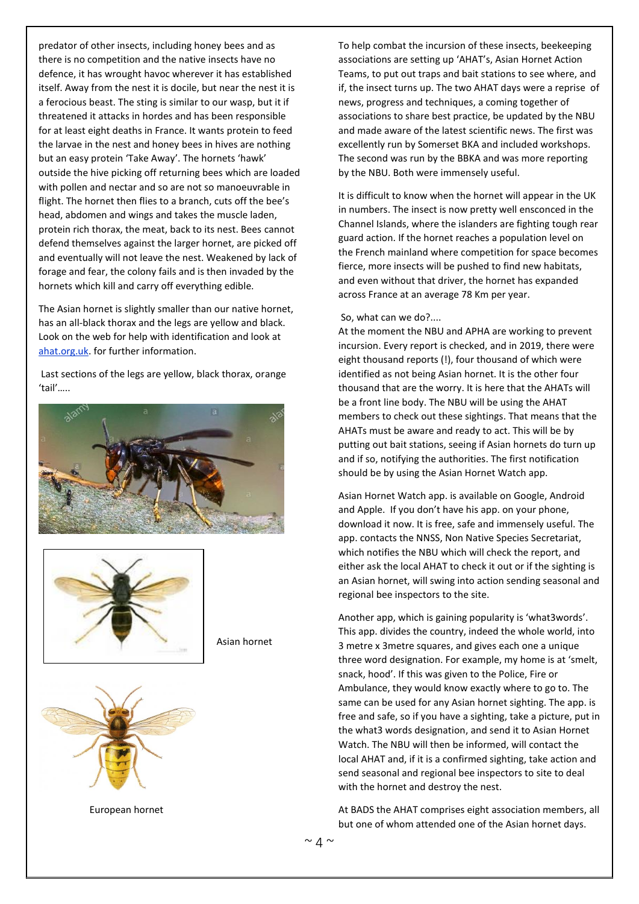predator of other insects, including honey bees and as there is no competition and the native insects have no defence, it has wrought havoc wherever it has established itself. Away from the nest it is docile, but near the nest it is a ferocious beast. The sting is similar to our wasp, but it if threatened it attacks in hordes and has been responsible for at least eight deaths in France. It wants protein to feed the larvae in the nest and honey bees in hives are nothing but an easy protein 'Take Away'. The hornets 'hawk' outside the hive picking off returning bees which are loaded with pollen and nectar and so are not so manoeuvrable in flight. The hornet then flies to a branch, cuts off the bee's head, abdomen and wings and takes the muscle laden, protein rich thorax, the meat, back to its nest. Bees cannot defend themselves against the larger hornet, are picked off and eventually will not leave the nest. Weakened by lack of forage and fear, the colony fails and is then invaded by the hornets which kill and carry off everything edible.

The Asian hornet is slightly smaller than our native hornet, has an all-black thorax and the legs are yellow and black. Look on the web for help with identification and look at ahat.org.uk. for further information.

Last sections of the legs are yellow, black thorax, orange 'tail'…..

Asian hornet

European hornet

To help combat the incursion of these insects, beekeeping associations are setting up 'AHAT's, Asian Hornet Action Teams, to put out traps and bait stations to see where, and if, the insect turns up. The two AHAT days were a reprise of news, progress and techniques, a coming together of associations to share best practice, be updated by the NBU and made aware of the latest scientific news. The first was excellently run by Somerset BKA and included workshops. The second was run by the BBKA and was more reporting by the NBU. Both were immensely useful.

It is difficult to know when the hornet will appear in the UK in numbers. The insect is now pretty well ensconced in the Channel Islands, where the islanders are fighting tough rear guard action. If the hornet reaches a population level on the French mainland where competition for space becomes fierce, more insects will be pushed to find new habitats, and even without that driver, the hornet has expanded across France at an average 78 Km per year.

So, what can we do?....

At the moment the NBU and APHA are working to prevent incursion. Every report is checked, and in 2019, there were eight thousand reports (!), four thousand of which were identified as not being Asian hornet. It is the other four thousand that are the worry. It is here that the AHATs will be a front line body. The NBU will be using the AHAT members to check out these sightings. That means that the AHATs must be aware and ready to act. This will be by putting out bait stations, seeing if Asian hornets do turn up and if so, notifying the authorities. The first notification should be by using the Asian Hornet Watch app.

Asian Hornet Watch app. is available on Google, Android and Apple. If you don't have his app. on your phone, download it now. It is free, safe and immensely useful. The app. contacts the NNSS, Non Native Species Secretariat, which notifies the NBU which will check the report, and either ask the local AHAT to check it out or if the sighting is an Asian hornet, will swing into action sending seasonal and regional bee inspectors to the site.

Another app, which is gaining popularity is 'what3words'. This app. divides the country, indeed the whole world, into 3 metre x 3metre squares, and gives each one a unique three word designation. For example, my home is at 'smelt, snack, hood'. If this was given to the Police, Fire or Ambulance, they would know exactly where to go to. The same can be used for any Asian hornet sighting. The app. is free and safe, so if you have a sighting, take a picture, put in the what3 words designation, and send it to Asian Hornet Watch. The NBU will then be informed, will contact the local AHAT and, if it is a confirmed sighting, take action and send seasonal and regional bee inspectors to site to deal with the hornet and destroy the nest.

At BADS the AHAT comprises eight association members, all but one of whom attended one of the Asian hornet days.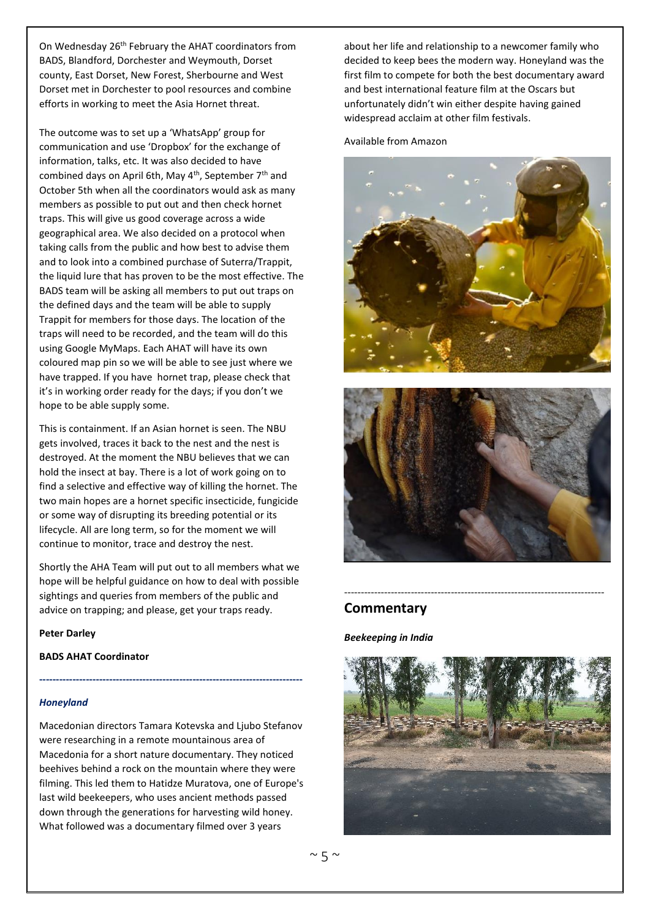On Wednesday 26th February the AHAT coordinators from BADS, Blandford, Dorchester and Weymouth, Dorset county, East Dorset, New Forest, Sherbourne and West Dorset met in Dorchester to pool resources and combine efforts in working to meet the Asia Hornet threat.

The outcome was to set up a 'WhatsApp' group for communication and use 'Dropbox' for the exchange of information, talks, etc. It was also decided to have combined days on April 6th, May 4th, September 7th and October 5th when all the coordinators would ask as many members as possible to put out and then check hornet traps. This will give us good coverage across a wide geographical area. We also decided on a protocol when taking calls from the public and how best to advise them and to look into a combined purchase of Suterra/Trappit, the liquid lure that has proven to be the most effective. The BADS team will be asking all members to put out traps on the defined days and the team will be able to supply Trappit for members for those days. The location of the traps will need to be recorded, and the team will do this using Google MyMaps. Each AHAT will have its own coloured map pin so we will be able to see just where we have trapped. If you have hornet trap, please check that it's in working order ready for the days; if you don't we hope to be able supply some.

This is containment. If an Asian hornet is seen. The NBU gets involved, traces it back to the nest and the nest is destroyed. At the moment the NBU believes that we can hold the insect at bay. There is a lot of work going on to find a selective and effective way of killing the hornet. The two main hopes are a hornet specific insecticide, fungicide or some way of disrupting its breeding potential or its lifecycle. All are long term, so for the moment we will continue to monitor, trace and destroy the nest.

Shortly the AHA Team will put out to all members what we hope will be helpful guidance on how to deal with possible sightings and queries from members of the public and advice on trapping; and please, get your traps ready.

**Peter Darley**

**BADS AHAT Coordinator**

---

### *Honeyland*

Macedonian directors Tamara Kotevska and Ljubo Stefanov were researching in a remote mountainous area of Macedonia for a short nature documentary. They noticed beehives behind a rock on the mountain where they were filming. This led them to Hatidze Muratova, one of Europe's last wild beekeepers, who uses ancient methods passed down through the generations for harvesting wild honey. What followed was a documentary filmed over 3 years about her life and relationship to a newcomer family who decided to keep bees the modern way. Honeyland was the first film to compete for both the best documentary award and best international feature film at the Oscars but unfortunately didn't win either despite having gained widespread acclaim at other film festivals.

Available from Amazon

---

## Commentary

***Beekeeping in India***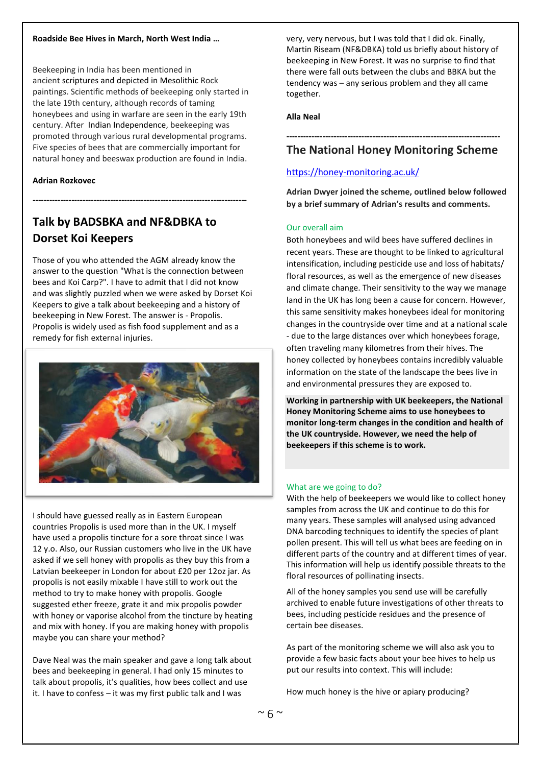**Roadside Bee Hives in March, North West India …**

Beekeeping in India has been mentioned in ancient scriptures and depicted in Mesolithic Rock paintings. Scientific methods of beekeeping only started in the late 19th century, although records of taming honeybees and using in warfare are seen in the early 19th century. After Indian Independence, beekeeping was promoted through various rural developmental programs. Five species of bees that are commercially important for natural honey and beeswax production are found in India.

**Adrian Rozkovec**

---

## Talk by BADSBKA and NF&DBKA to Dorset Koi Keepers

Those of you who attended the AGM already know the answer to the question "What is the connection between bees and Koi Carp?". I have to admit that I did not know and was slightly puzzled when we were asked by Dorset Koi Keepers to give a talk about beekeeping and a history of beekeeping in New Forest. The answer is - Propolis. Propolis is widely used as fish food supplement and as a remedy for fish external injuries.

I should have guessed really as in Eastern European countries Propolis is used more than in the UK. I myself have used a propolis tincture for a sore throat since I was 12 y.o. Also, our Russian customers who live in the UK have asked if we sell honey with propolis as they buy this from a Latvian beekeeper in London for about £20 per 12oz jar. As propolis is not easily mixable I have still to work out the method to try to make honey with propolis. Google suggested ether freeze, grate it and mix propolis powder with honey or vaporise alcohol from the tincture by heating and mix with honey. If you are making honey with propolis maybe you can share your method?

Dave Neal was the main speaker and gave a long talk about bees and beekeeping in general. I had only 15 minutes to talk about propolis, it's qualities, how bees collect and use it. I have to confess – it was my first public talk and I was very, very nervous, but I was told that I did ok. Finally, Martin Riseam (NF&DBKA) told us briefly about history of beekeeping in New Forest. It was no surprise to find that there were fall outs between the clubs and BBKA but the tendency was – any serious problem and they all came together.

**Alla Neal**

---

## The National Honey Monitoring Scheme

https://honey-monitoring.ac.uk/

**Adrian Dwyer joined the scheme, outlined below followed by a brief summary of Adrian's results and comments.**

### Our overall aim

Both honeybees and wild bees have suffered declines in recent years. These are thought to be linked to agricultural intensification, including pesticide use and loss of habitats/ floral resources, as well as the emergence of new diseases and climate change. Their sensitivity to the way we manage land in the UK has long been a cause for concern. However, this same sensitivity makes honeybees ideal for monitoring changes in the countryside over time and at a national scale - due to the large distances over which honeybees forage, often traveling many kilometres from their hives. The honey collected by honeybees contains incredibly valuable information on the state of the landscape the bees live in and environmental pressures they are exposed to.

**Working in partnership with UK beekeepers, the National Honey Monitoring Scheme aims to use honeybees to monitor long-term changes in the condition and health of the UK countryside. However, we need the help of beekeepers if this scheme is to work.**

### What are we going to do?

With the help of beekeepers we would like to collect honey samples from across the UK and continue to do this for many years. These samples will analysed using advanced DNA barcoding techniques to identify the species of plant pollen present. This will tell us what bees are feeding on in different parts of the country and at different times of year. This information will help us identify possible threats to the floral resources of pollinating insects.

All of the honey samples you send use will be carefully archived to enable future investigations of other threats to bees, including pesticide residues and the presence of certain bee diseases.

As part of the monitoring scheme we will also ask you to provide a few basic facts about your bee hives to help us put our results into context. This will include:

How much honey is the hive or apiary producing?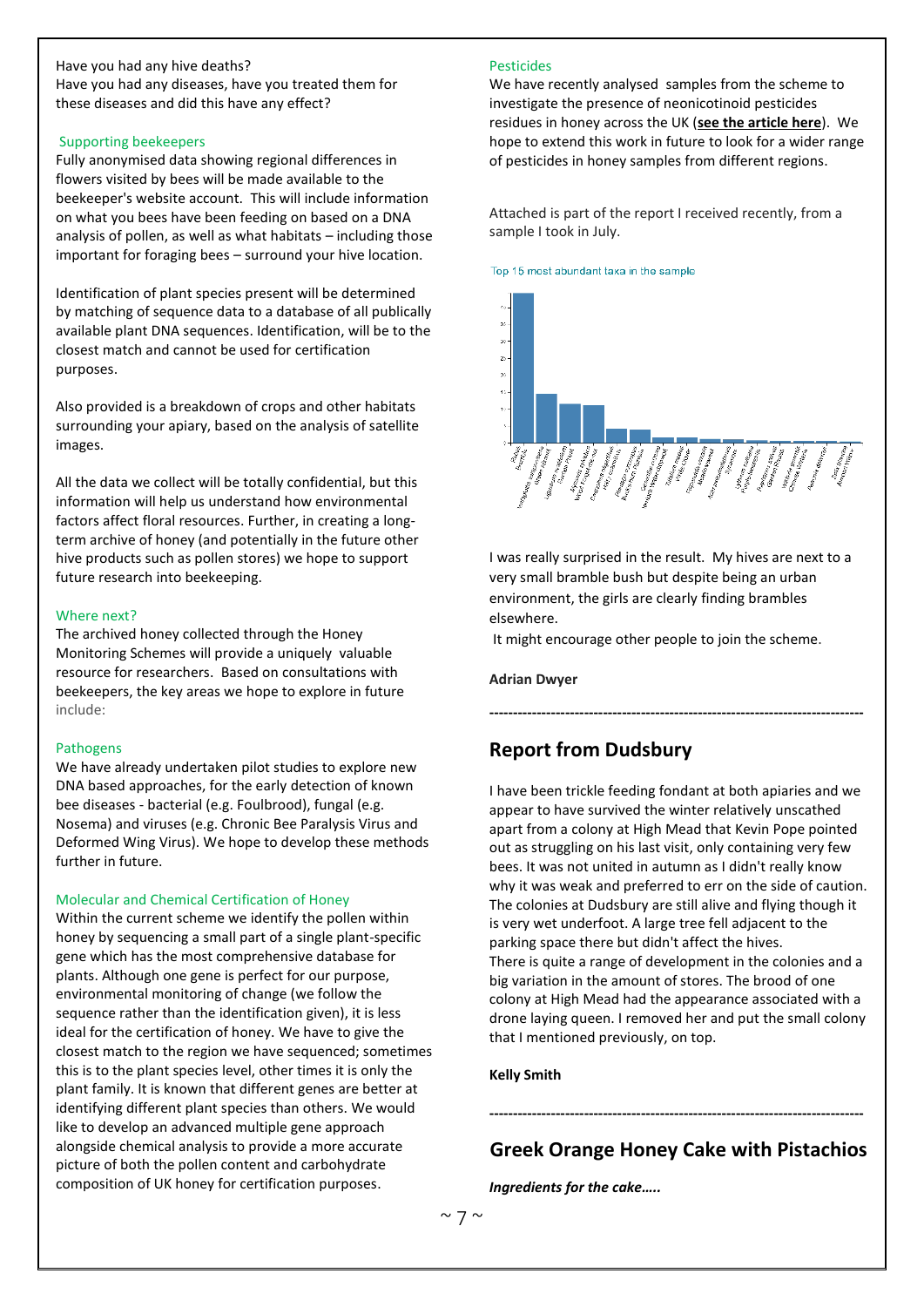Have you had any hive deaths?
Have you had any diseases, have you treated them for these diseases and did this have any effect?

### Supporting beekeepers

Fully anonymised data showing regional differences in flowers visited by bees will be made available to the beekeeper's website account. This will include information on what you bees have been feeding on based on a DNA analysis of pollen, as well as what habitats – including those important for foraging bees – surround your hive location.

Identification of plant species present will be determined by matching of sequence data to a database of all publically available plant DNA sequences. Identification, will be to the closest match and cannot be used for certification purposes.

Also provided is a breakdown of crops and other habitats surrounding your apiary, based on the analysis of satellite images.

All the data we collect will be totally confidential, but this information will help us understand how environmental factors affect floral resources. Further, in creating a long-term archive of honey (and potentially in the future other hive products such as pollen stores) we hope to support future research into beekeeping.

### Where next?

The archived honey collected through the Honey Monitoring Schemes will provide a uniquely valuable resource for researchers. Based on consultations with beekeepers, the key areas we hope to explore in future include:

### Pathogens

We have already undertaken pilot studies to explore new DNA based approaches, for the early detection of known bee diseases - bacterial (e.g. Foulbrood), fungal (e.g. Nosema) and viruses (e.g. Chronic Bee Paralysis Virus and Deformed Wing Virus). We hope to develop these methods further in future.

### Molecular and Chemical Certification of Honey

Within the current scheme we identify the pollen within honey by sequencing a small part of a single plant-specific gene which has the most comprehensive database for plants. Although one gene is perfect for our purpose, environmental monitoring of change (we follow the sequence rather than the identification given), it is less ideal for the certification of honey. We have to give the closest match to the region we have sequenced; sometimes this is to the plant species level, other times it is only the plant family. It is known that different genes are better at identifying different plant species than others. We would like to develop an advanced multiple gene approach alongside chemical analysis to provide a more accurate picture of both the pollen content and carbohydrate composition of UK honey for certification purposes.

### Pesticides

We have recently analysed samples from the scheme to investigate the presence of neonicotinoid pesticides residues in honey across the UK (**see the article here**). We hope to extend this work in future to look for a wider range of pesticides in honey samples from different regions.

Attached is part of the report I received recently, from a sample I took in July.

Top 15 most abundant taxa in the sample

I was really surprised in the result. My hives are next to a very small bramble bush but despite being an urban environment, the girls are clearly finding brambles elsewhere.

It might encourage other people to join the scheme.

**Adrian Dwyer**

---

## Report from Dudsbury

I have been trickle feeding fondant at both apiaries and we appear to have survived the winter relatively unscathed apart from a colony at High Mead that Kevin Pope pointed out as struggling on his last visit, only containing very few bees. It was not united in autumn as I didn't really know why it was weak and preferred to err on the side of caution. The colonies at Dudsbury are still alive and flying though it is very wet underfoot. A large tree fell adjacent to the parking space there but didn't affect the hives.
There is quite a range of development in the colonies and a big variation in the amount of stores. The brood of one colony at High Mead had the appearance associated with a drone laying queen. I removed her and put the small colony that I mentioned previously, on top.

**Kelly Smith**

---

## Greek Orange Honey Cake with Pistachios

***Ingredients for the cake…..***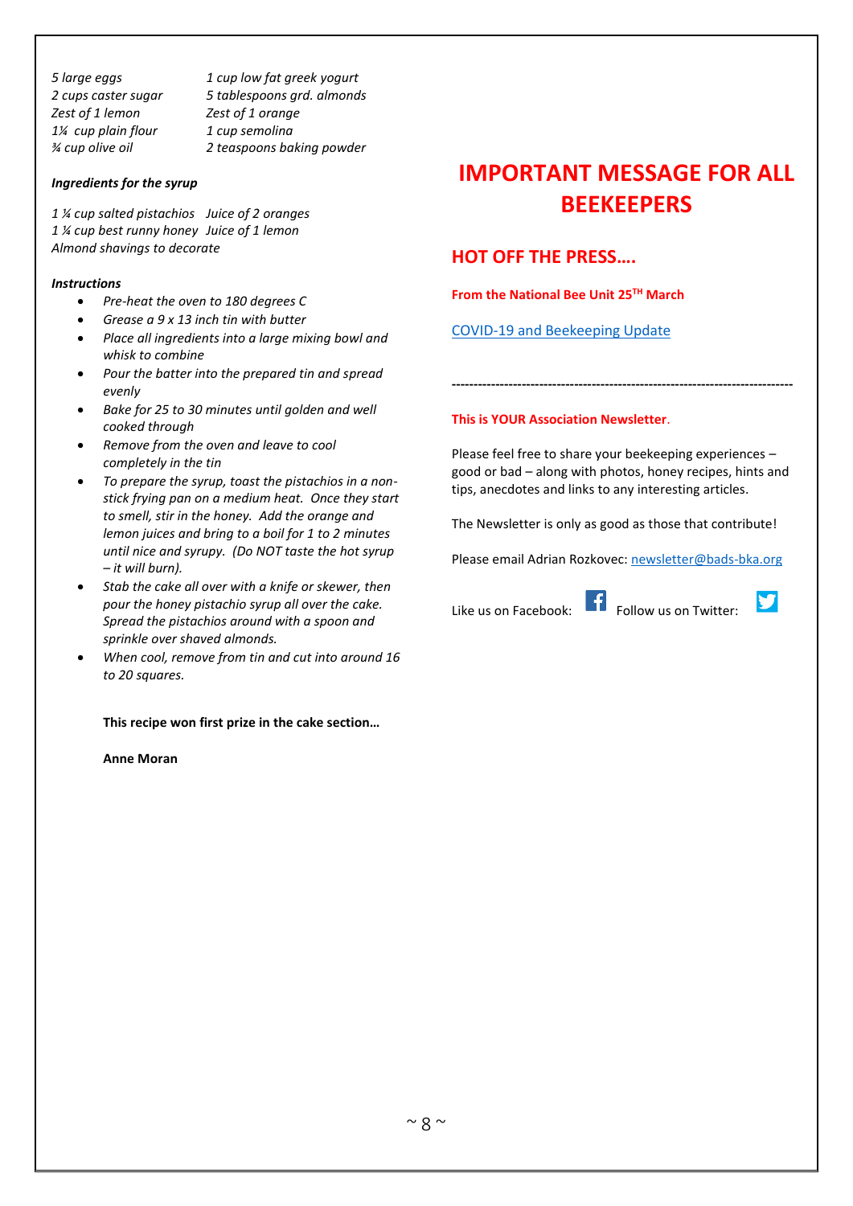*5 large eggs*
*2 cups caster sugar*
*Zest of 1 lemon*
*1¼ cup plain flour*
*¾ cup olive oil*

*1 cup low fat greek yogurt*
*5 tablespoons grd. almonds*
*Zest of 1 orange*
*1 cup semolina*
*2 teaspoons baking powder*

***Ingredients for the syrup***

*1 ¼ cup salted pistachios Juice of 2 oranges*
*1 ¼ cup best runny honey Juice of 1 lemon*
*Almond shavings to decorate*

***Instructions***

- *Pre-heat the oven to 180 degrees C*
- *Grease a 9 x 13 inch tin with butter*
- *Place all ingredients into a large mixing bowl and whisk to combine*
- *Pour the batter into the prepared tin and spread evenly*
- *Bake for 25 to 30 minutes until golden and well cooked through*
- *Remove from the oven and leave to cool completely in the tin*
- *To prepare the syrup, toast the pistachios in a non-stick frying pan on a medium heat. Once they start to smell, stir in the honey. Add the orange and lemon juices and bring to a boil for 1 to 2 minutes until nice and syrupy. (Do NOT taste the hot syrup – it will burn).*
- *Stab the cake all over with a knife or skewer, then pour the honey pistachio syrup all over the cake. Spread the pistachios around with a spoon and sprinkle over shaved almonds.*
- *When cool, remove from tin and cut into around 16 to 20 squares.*

**This recipe won first prize in the cake section…**

**Anne Moran**

# IMPORTANT MESSAGE FOR ALL BEEKEEPERS

## HOT OFF THE PRESS….

**From the National Bee Unit 25TH March**

COVID-19 and Beekeeping Update

---

**This is YOUR Association Newsletter.**

Please feel free to share your beekeeping experiences – good or bad – along with photos, honey recipes, hints and tips, anecdotes and links to any interesting articles.

The Newsletter is only as good as those that contribute!

Please email Adrian Rozkovec: newsletter@bads-bka.org

Like us on Facebook: Follow us on Twitter: